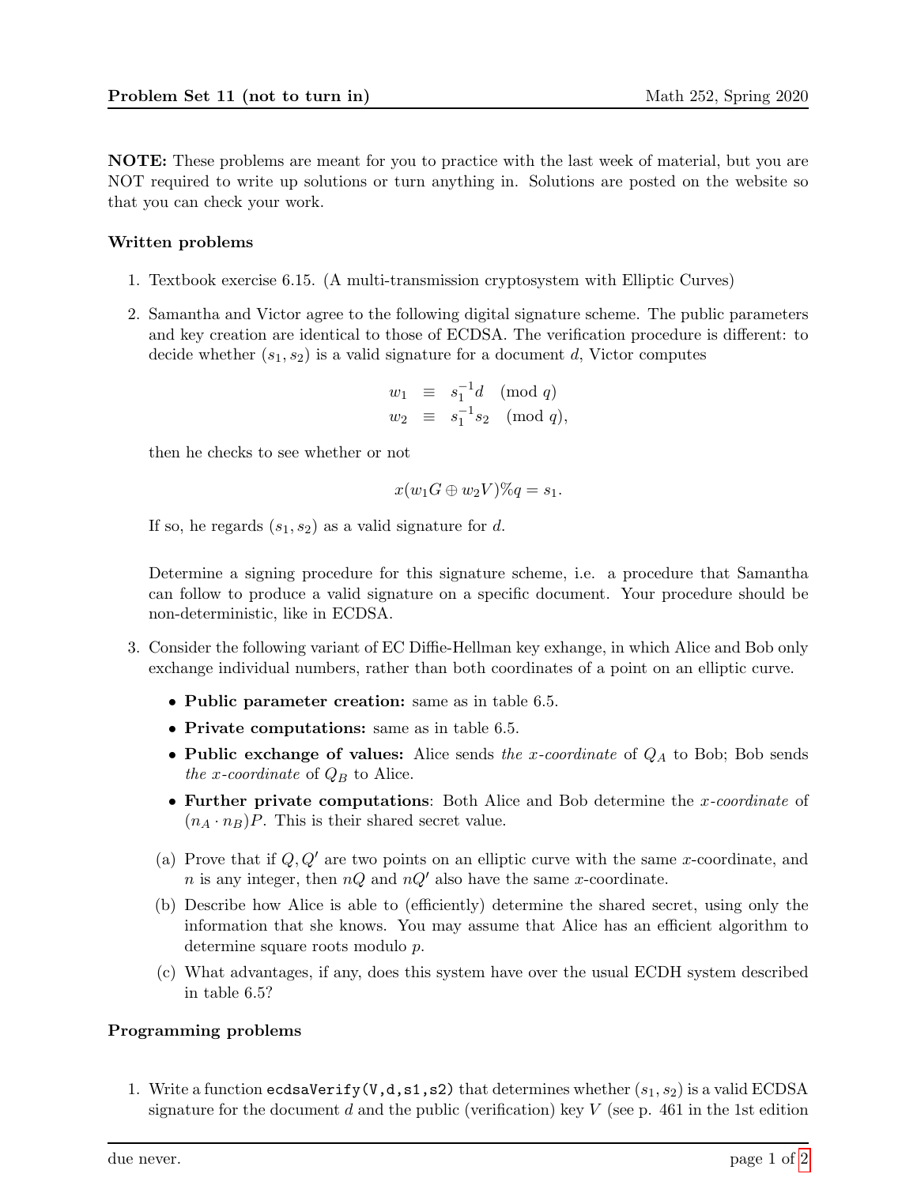**Problem Set 11 (not to turn in)** Math 252, Spring 2020

**NOTE:** These problems are meant for you to practice with the last week of material, but you are NOT required to write up solutions or turn anything in. Solutions are posted on the website so that you can check your work.

### Written problems

1. Textbook exercise 6.15. (A multi-transmission cryptosystem with Elliptic Curves)

2. Samantha and Victor agree to the following digital signature scheme. The public parameters and key creation are identical to those of ECDSA. The verification procedure is different: to decide whether $(s_1, s_2)$ is a valid signature for a document $d$, Victor computes

$$\begin{aligned} w_1 &\equiv s_1^{-1} d \pmod{q} \\ w_2 &\equiv s_1^{-1} s_2 \pmod{q}, \end{aligned}$$

then he checks to see whether or not

$$x(w_1 G \oplus w_2 V)\%q = s_1.$$

If so, he regards $(s_1, s_2)$ as a valid signature for $d$.

Determine a signing procedure for this signature scheme, i.e. a procedure that Samantha can follow to produce a valid signature on a specific document. Your procedure should be non-deterministic, like in ECDSA.

3. Consider the following variant of EC Diffie-Hellman key exhange, in which Alice and Bob only exchange individual numbers, rather than both coordinates of a point on an elliptic curve.

   - **Public parameter creation:** same as in table 6.5.
   - **Private computations:** same as in table 6.5.
   - **Public exchange of values:** Alice sends *the x-coordinate* of $Q_A$ to Bob; Bob sends *the x-coordinate* of $Q_B$ to Alice.
   - **Further private computations**: Both Alice and Bob determine the *x-coordinate* of $(n_A \cdot n_B)P$. This is their shared secret value.

   (a) Prove that if $Q, Q'$ are two points on an elliptic curve with the same $x$-coordinate, and $n$ is any integer, then $nQ$ and $nQ'$ also have the same $x$-coordinate.

   (b) Describe how Alice is able to (efficiently) determine the shared secret, using only the information that she knows. You may assume that Alice has an efficient algorithm to determine square roots modulo $p$.

   (c) What advantages, if any, does this system have over the usual ECDH system described in table 6.5?

### Programming problems

1. Write a function `ecdsaVerify(V,d,s1,s2)` that determines whether $(s_1, s_2)$ is a valid ECDSA signature for the document $d$ and the public (verification) key $V$ (see p. 461 in the 1st edition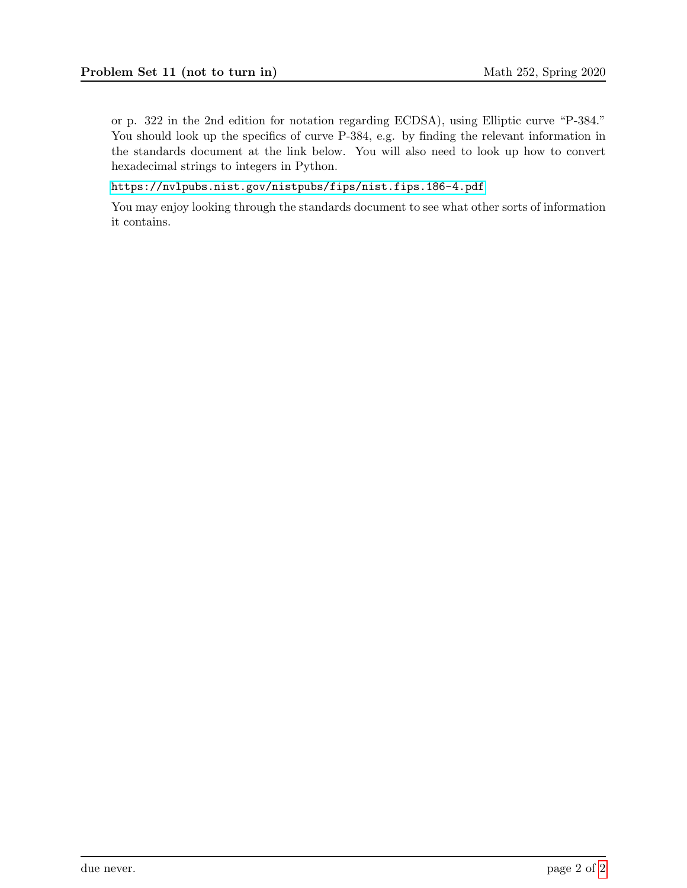or p. 322 in the 2nd edition for notation regarding ECDSA), using Elliptic curve "P-384." You should look up the specifics of curve P-384, e.g. by finding the relevant information in the standards document at the link below. You will also need to look up how to convert hexadecimal strings to integers in Python.

https://nvlpubs.nist.gov/nistpubs/fips/nist.fips.186-4.pdf

You may enjoy looking through the standards document to see what other sorts of information it contains.